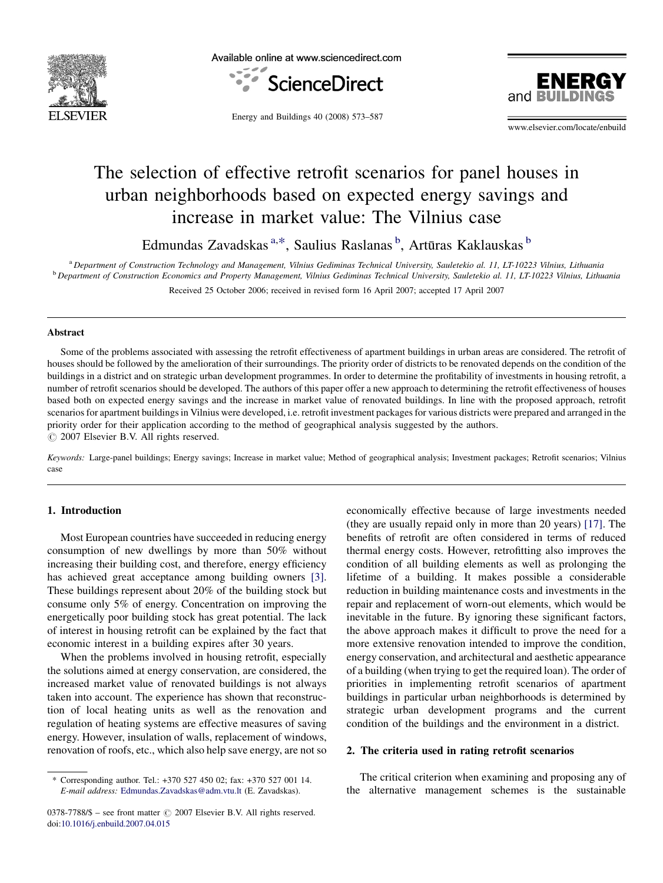# The selection of effective retrofit scenarios for panel houses in urban neighborhoods based on expected energy savings and increase in market value: The Vilnius case

Edmundas Zavadskas [a,*], Saulius Raslanas [b], Artūras Kaklauskas [b]

[a] *Department of Construction Technology and Management, Vilnius Gediminas Technical University, Sauletekio al. 11, LT-10223 Vilnius, Lithuania*
[b] *Department of Construction Economics and Property Management, Vilnius Gediminas Technical University, Sauletekio al. 11, LT-10223 Vilnius, Lithuania*

Received 25 October 2006; received in revised form 16 April 2007; accepted 17 April 2007

## Abstract

Some of the problems associated with assessing the retrofit effectiveness of apartment buildings in urban areas are considered. The retrofit of houses should be followed by the amelioration of their surroundings. The priority order of districts to be renovated depends on the condition of the buildings in a district and on strategic urban development programmes. In order to determine the profitability of investments in housing retrofit, a number of retrofit scenarios should be developed. The authors of this paper offer a new approach to determining the retrofit effectiveness of houses based both on expected energy savings and the increase in market value of renovated buildings. In line with the proposed approach, retrofit scenarios for apartment buildings in Vilnius were developed, i.e. retrofit investment packages for various districts were prepared and arranged in the priority order for their application according to the method of geographical analysis suggested by the authors.
© 2007 Elsevier B.V. All rights reserved.

*Keywords:* Large-panel buildings; Energy savings; Increase in market value; Method of geographical analysis; Investment packages; Retrofit scenarios; Vilnius case

## 1. Introduction

Most European countries have succeeded in reducing energy consumption of new dwellings by more than 50% without increasing their building cost, and therefore, energy efficiency has achieved great acceptance among building owners [3]. These buildings represent about 20% of the building stock but consume only 5% of energy. Concentration on improving the energetically poor building stock has great potential. The lack of interest in housing retrofit can be explained by the fact that economic interest in a building expires after 30 years.

When the problems involved in housing retrofit, especially the solutions aimed at energy conservation, are considered, the increased market value of renovated buildings is not always taken into account. The experience has shown that reconstruction of local heating units as well as the renovation and regulation of heating systems are effective measures of saving energy. However, insulation of walls, replacement of windows, renovation of roofs, etc., which also help save energy, are not so economically effective because of large investments needed (they are usually repaid only in more than 20 years) [17]. The benefits of retrofit are often considered in terms of reduced thermal energy costs. However, retrofitting also improves the condition of all building elements as well as prolonging the lifetime of a building. It makes possible a considerable reduction in building maintenance costs and investments in the repair and replacement of worn-out elements, which would be inevitable in the future. By ignoring these significant factors, the above approach makes it difficult to prove the need for a more extensive renovation intended to improve the condition, energy conservation, and architectural and aesthetic appearance of a building (when trying to get the required loan). The order of priorities in implementing retrofit scenarios of apartment buildings in particular urban neighborhoods is determined by strategic urban development programs and the current condition of the buildings and the environment in a district.

## 2. The criteria used in rating retrofit scenarios

The critical criterion when examining and proposing any of the alternative management schemes is the sustainable

---

* Corresponding author. Tel.: +370 527 450 02; fax: +370 527 001 14.
*E-mail address:* Edmundas.Zavadskas@adm.vtu.lt (E. Zavadskas).

0378-7788/$ – see front matter © 2007 Elsevier B.V. All rights reserved.
doi:10.1016/j.enbuild.2007.04.015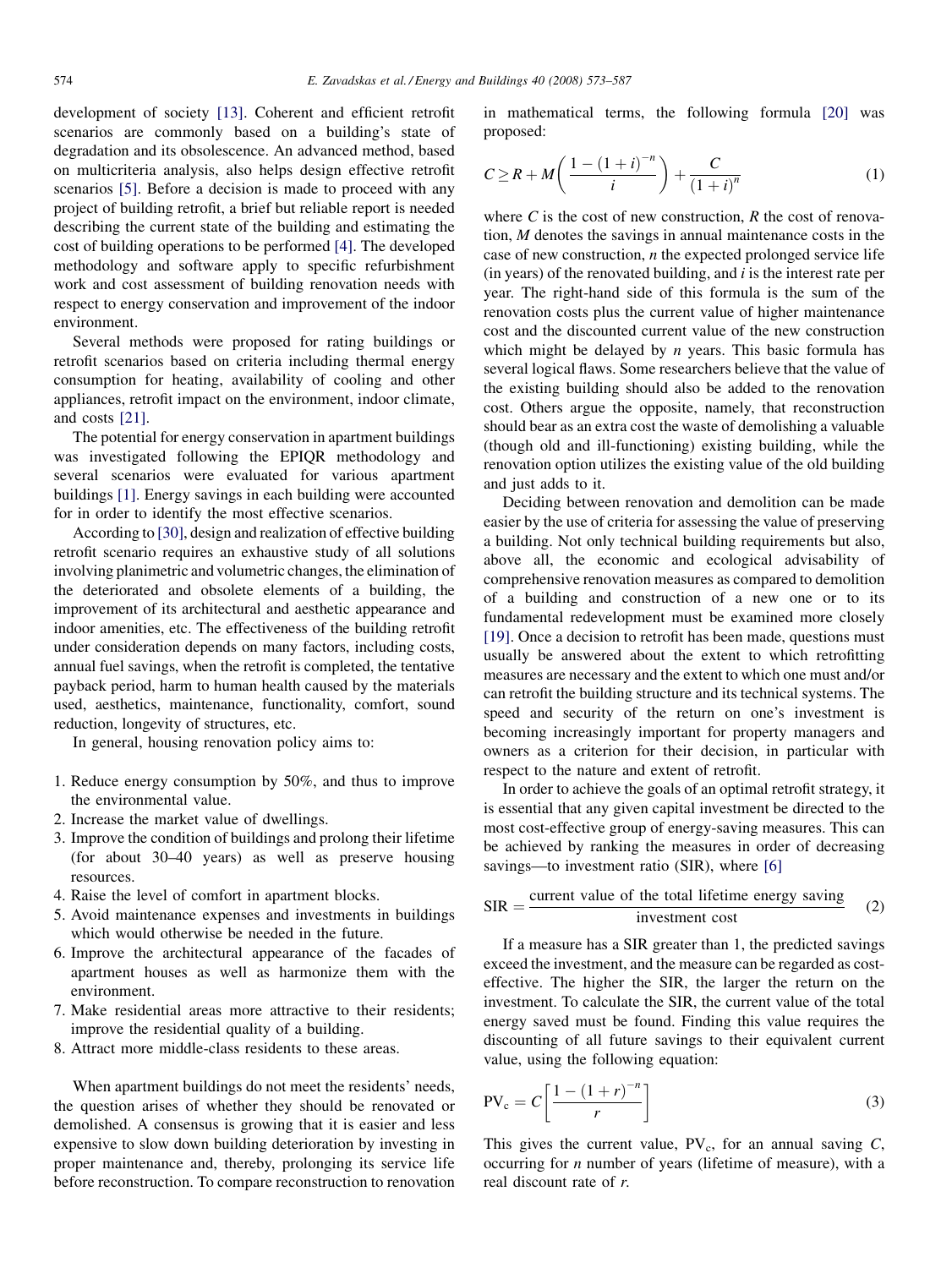development of society [13]. Coherent and efficient retrofit scenarios are commonly based on a building's state of degradation and its obsolescence. An advanced method, based on multicriteria analysis, also helps design effective retrofit scenarios [5]. Before a decision is made to proceed with any project of building retrofit, a brief but reliable report is needed describing the current state of the building and estimating the cost of building operations to be performed [4]. The developed methodology and software apply to specific refurbishment work and cost assessment of building renovation needs with respect to energy conservation and improvement of the indoor environment.

Several methods were proposed for rating buildings or retrofit scenarios based on criteria including thermal energy consumption for heating, availability of cooling and other appliances, retrofit impact on the environment, indoor climate, and costs [21].

The potential for energy conservation in apartment buildings was investigated following the EPIQR methodology and several scenarios were evaluated for various apartment buildings [1]. Energy savings in each building were accounted for in order to identify the most effective scenarios.

According to [30], design and realization of effective building retrofit scenario requires an exhaustive study of all solutions involving planimetric and volumetric changes, the elimination of the deteriorated and obsolete elements of a building, the improvement of its architectural and aesthetic appearance and indoor amenities, etc. The effectiveness of the building retrofit under consideration depends on many factors, including costs, annual fuel savings, when the retrofit is completed, the tentative payback period, harm to human health caused by the materials used, aesthetics, maintenance, functionality, comfort, sound reduction, longevity of structures, etc.

In general, housing renovation policy aims to:

1. Reduce energy consumption by 50%, and thus to improve the environmental value.
2. Increase the market value of dwellings.
3. Improve the condition of buildings and prolong their lifetime (for about 30–40 years) as well as preserve housing resources.
4. Raise the level of comfort in apartment blocks.
5. Avoid maintenance expenses and investments in buildings which would otherwise be needed in the future.
6. Improve the architectural appearance of the facades of apartment houses as well as harmonize them with the environment.
7. Make residential areas more attractive to their residents; improve the residential quality of a building.
8. Attract more middle-class residents to these areas.

When apartment buildings do not meet the residents' needs, the question arises of whether they should be renovated or demolished. A consensus is growing that it is easier and less expensive to slow down building deterioration by investing in proper maintenance and, thereby, prolonging its service life before reconstruction. To compare reconstruction to renovation in mathematical terms, the following formula [20] was proposed:

$$C \geq R + M\left(\frac{1-(1+i)^{-n}}{i}\right) + \frac{C}{(1+i)^{n}} \tag{1}$$

where $C$ is the cost of new construction, $R$ the cost of renovation, $M$ denotes the savings in annual maintenance costs in the case of new construction, $n$ the expected prolonged service life (in years) of the renovated building, and $i$ is the interest rate per year. The right-hand side of this formula is the sum of the renovation costs plus the current value of higher maintenance cost and the discounted current value of the new construction which might be delayed by $n$ years. This basic formula has several logical flaws. Some researchers believe that the value of the existing building should also be added to the renovation cost. Others argue the opposite, namely, that reconstruction should bear as an extra cost the waste of demolishing a valuable (though old and ill-functioning) existing building, while the renovation option utilizes the existing value of the old building and just adds to it.

Deciding between renovation and demolition can be made easier by the use of criteria for assessing the value of preserving a building. Not only technical building requirements but also, above all, the economic and ecological advisability of comprehensive renovation measures as compared to demolition of a building and construction of a new one or to its fundamental redevelopment must be examined more closely [19]. Once a decision to retrofit has been made, questions must usually be answered about the extent to which retrofitting measures are necessary and the extent to which one must and/or can retrofit the building structure and its technical systems. The speed and security of the return on one's investment is becoming increasingly important for property managers and owners as a criterion for their decision, in particular with respect to the nature and extent of retrofit.

In order to achieve the goals of an optimal retrofit strategy, it is essential that any given capital investment be directed to the most cost-effective group of energy-saving measures. This can be achieved by ranking the measures in order of decreasing savings—to investment ratio (SIR), where [6]

$$\mathrm{SIR} = \frac{\text{current value of the total lifetime energy saving}}{\text{investment cost}} \tag{2}$$

If a measure has a SIR greater than 1, the predicted savings exceed the investment, and the measure can be regarded as cost-effective. The higher the SIR, the larger the return on the investment. To calculate the SIR, the current value of the total energy saved must be found. Finding this value requires the discounting of all future savings to their equivalent current value, using the following equation:

$$\mathrm{PV_c} = C\left[\frac{1-(1+r)^{-n}}{r}\right] \tag{3}$$

This gives the current value, $\mathrm{PV_c}$, for an annual saving $C$, occurring for $n$ number of years (lifetime of measure), with a real discount rate of $r$.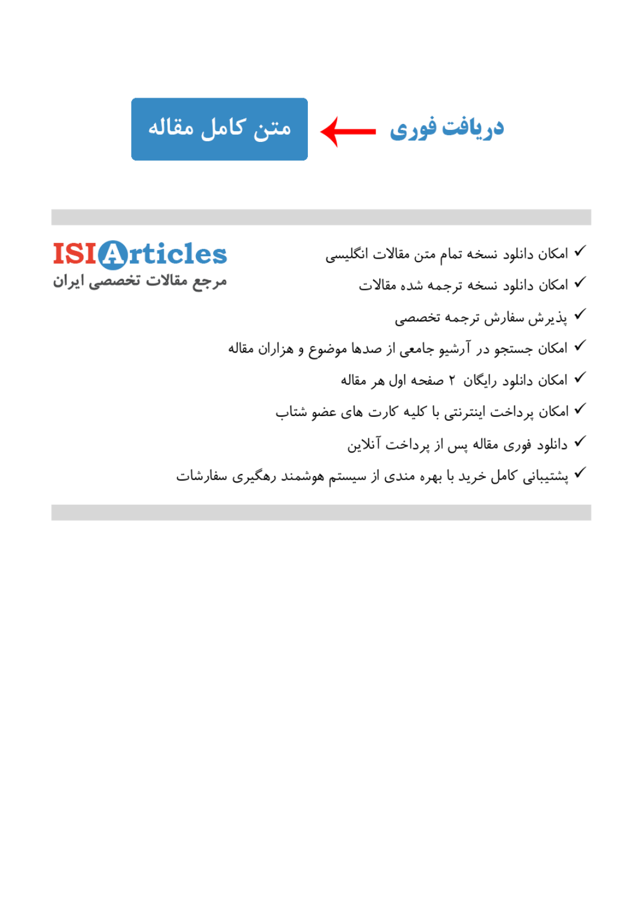دریافت فوری ← **متن کامل مقاله**

**ISIArticles**
مرجع مقالات تخصصی ایران

- ✓ امکان دانلود نسخه تمام متن مقالات انگلیسی
- ✓ امکان دانلود نسخه ترجمه شده مقالات
- ✓ پذیرش سفارش ترجمه تخصصی
- ✓ امکان جستجو در آرشیو جامعی از صدها موضوع و هزاران مقاله
- ✓ امکان دانلود رایگان ۲ صفحه اول هر مقاله
- ✓ امکان پرداخت اینترنتی با کلیه کارت های عضو شتاب
- ✓ دانلود فوری مقاله پس از پرداخت آنلاین
- ✓ پشتیبانی کامل خرید با بهره مندی از سیستم هوشمند رهگیری سفارشات